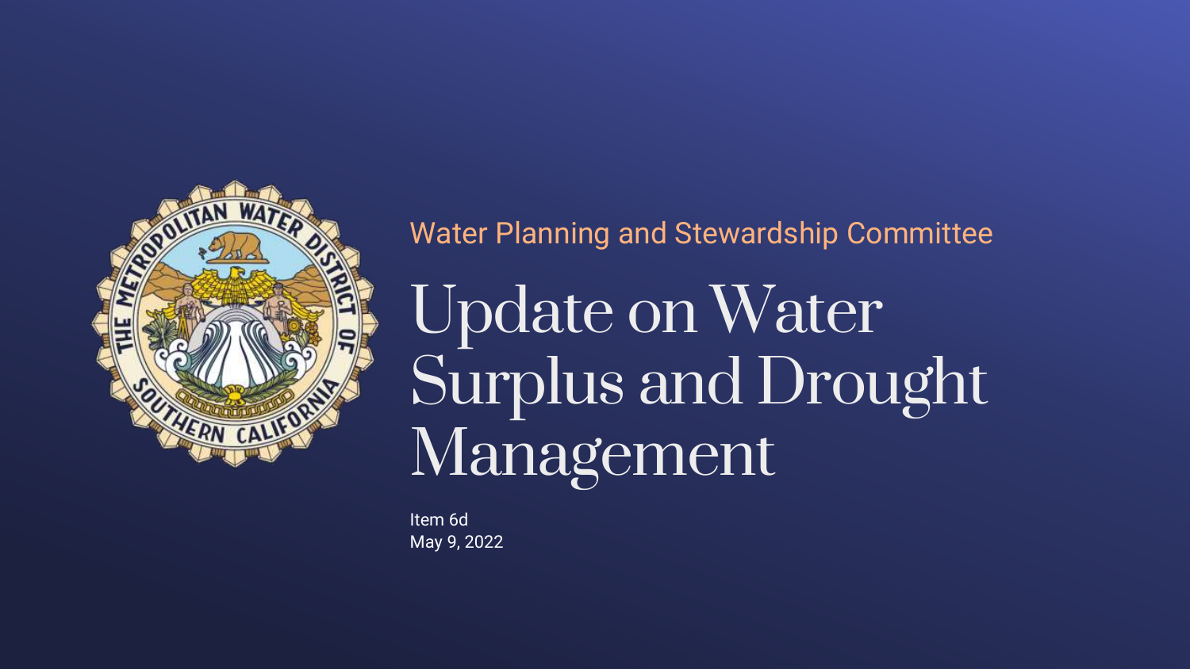Water Planning and Stewardship Committee

# Update on Water Surplus and Drought Management

Item 6d
May 9, 2022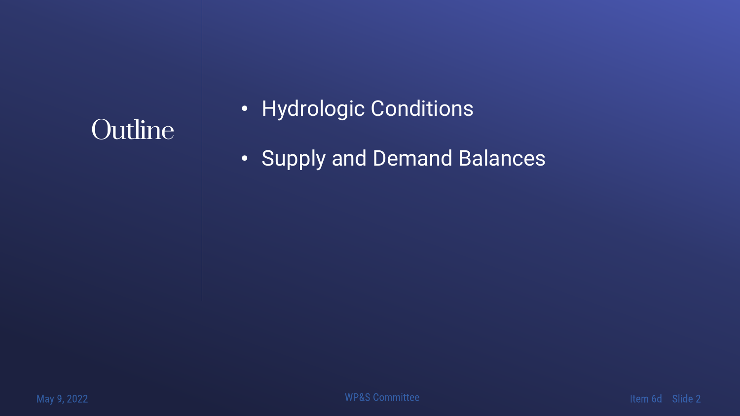# Outline

- Hydrologic Conditions
- Supply and Demand Balances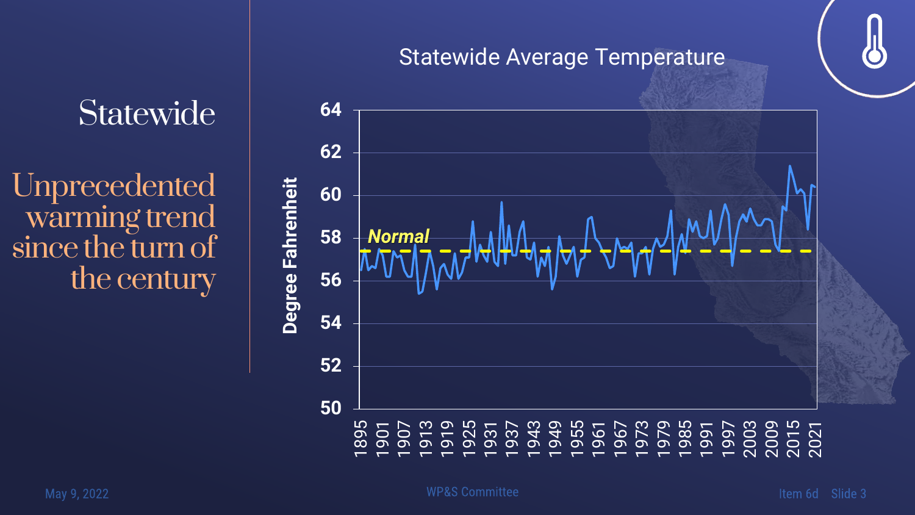# Statewide

## Unprecedented warming trend since the turn of the century

Statewide Average Temperature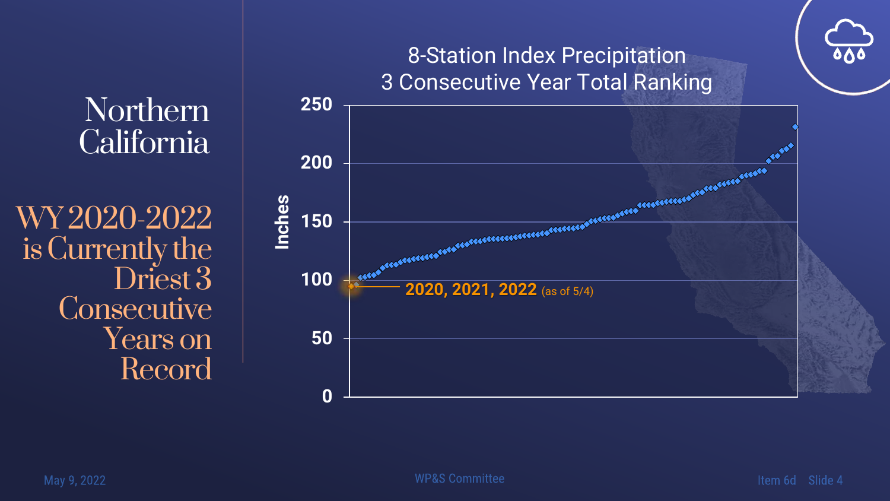# Northern California

## WY 2020-2022 is Currently the Driest 3 Consecutive Years on Record

**8-Station Index Precipitation 3 Consecutive Year Total Ranking**

Inches: 0, 50, 100, 150, 200, 250

**2020, 2021, 2022** (as of 5/4)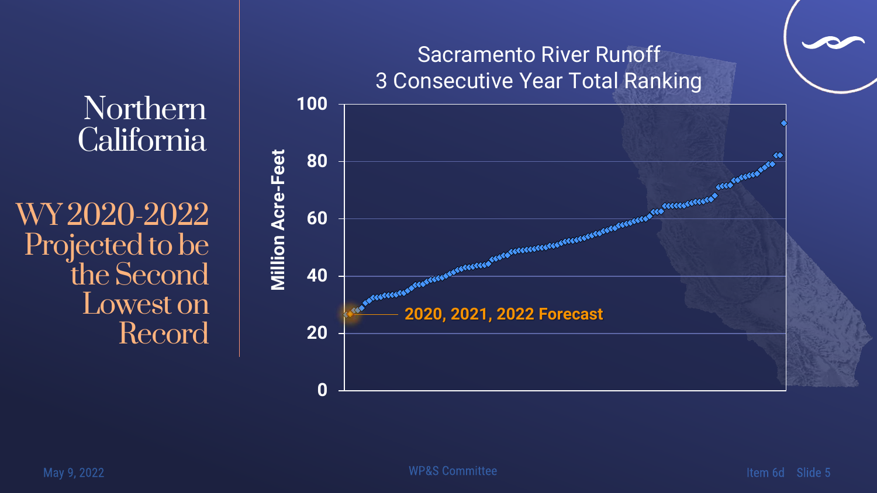# Northern California

## WY 2020-2022 Projected to be the Second Lowest on Record

**Sacramento River Runoff**
**3 Consecutive Year Total Ranking**

Million Acre-Feet

100
80
60
40
20
0

2020, 2021, 2022 Forecast

May 9, 2022

WP&S Committee

Item 6d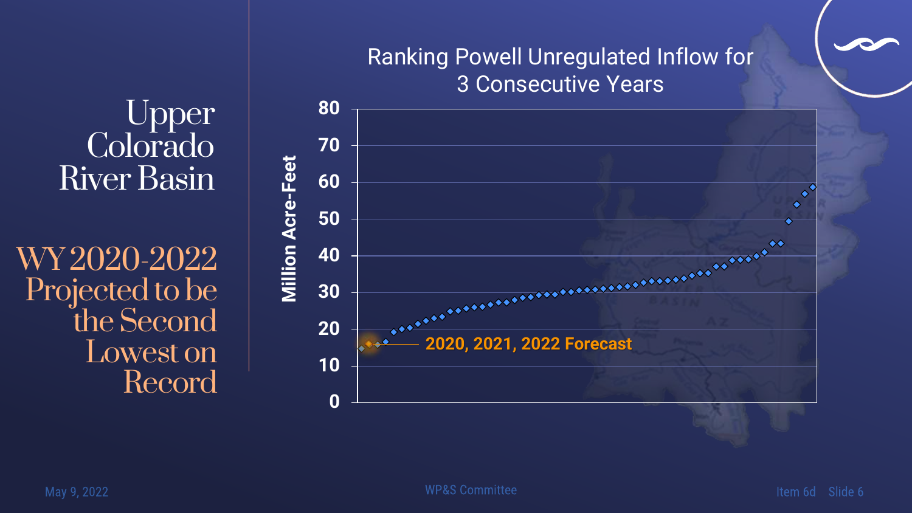# Upper Colorado River Basin

## WY 2020-2022 Projected to be the Second Lowest on Record

Ranking Powell Unregulated Inflow for 3 Consecutive Years

Million Acre-Feet

80
70
60
50
40
30
20
10
0

2020, 2021, 2022 Forecast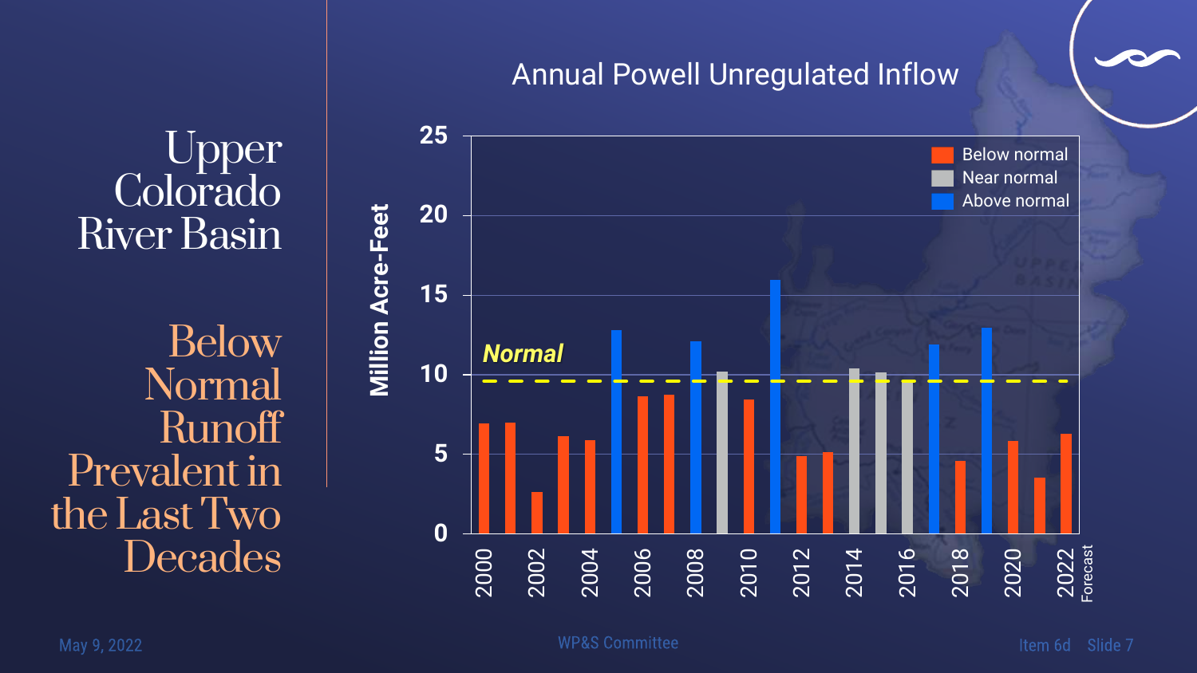# Upper Colorado River Basin

## Below Normal Runoff Prevalent in the Last Two Decades

**Annual Powell Unregulated Inflow**

Million Acre-Feet

Legend: Below normal · Near normal · Above normal

*Normal*

2022 Forecast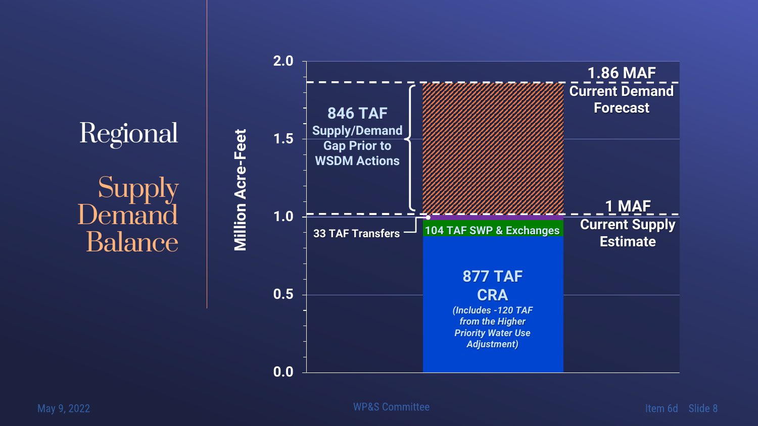# Regional Supply Demand Balance

Million Acre-Feet

2.0

1.5

1.0

0.5

0.0

**1.86 MAF**
**Current Demand Forecast**

**846 TAF**
**Supply/Demand Gap Prior to WSDM Actions**

**1 MAF**
**Current Supply Estimate**

**33 TAF Transfers**

**104 TAF SWP & Exchanges**

**877 TAF**
**CRA**
*(Includes -120 TAF from the Higher Priority Water Use Adjustment)*

May 9, 2022 — WP&S Committee — Item 6d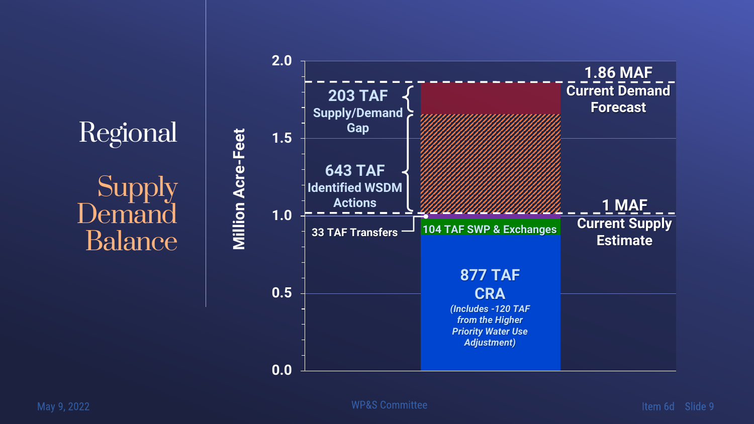# Regional Supply Demand Balance

Million Acre-Feet

2.0
1.5
1.0
0.5
0.0

**1.86 MAF**
**Current Demand Forecast**

**203 TAF**
**Supply/Demand Gap**

**643 TAF**
**Identified WSDM Actions**

**1 MAF**
**Current Supply Estimate**

**33 TAF Transfers**

**104 TAF SWP & Exchanges**

**877 TAF**
**CRA**
*(Includes -120 TAF from the Higher Priority Water Use Adjustment)*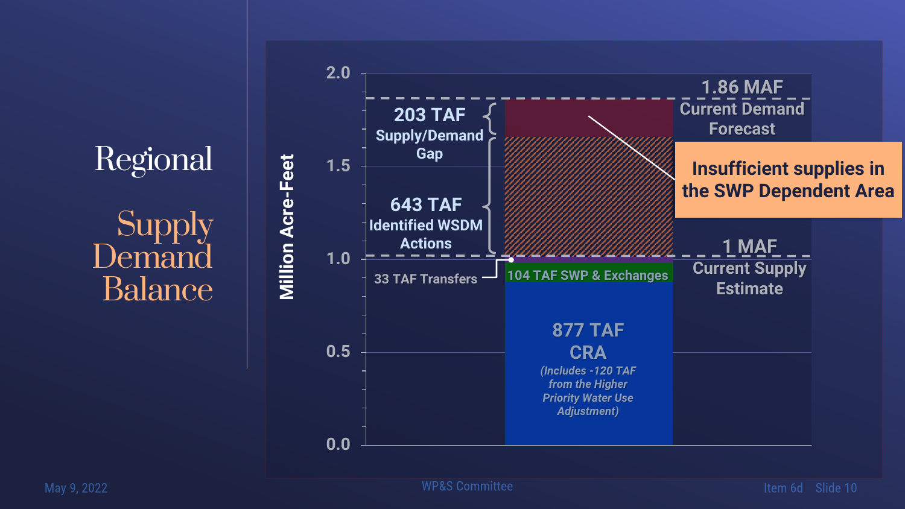# Regional

## Supply Demand Balance

- 1.86 MAF Current Demand Forecast
- 203 TAF Supply/Demand Gap
- 643 TAF Identified WSDM Actions
- 1 MAF Current Supply Estimate
- 33 TAF Transfers
- 104 TAF SWP & Exchanges
- 877 TAF CRA *(Includes -120 TAF from the Higher Priority Water Use Adjustment)*

**Insufficient supplies in the SWP Dependent Area**

Million Acre-Feet: 0.0, 0.5, 1.0, 1.5, 2.0

May 9, 2022

WP&S Committee

Item 6d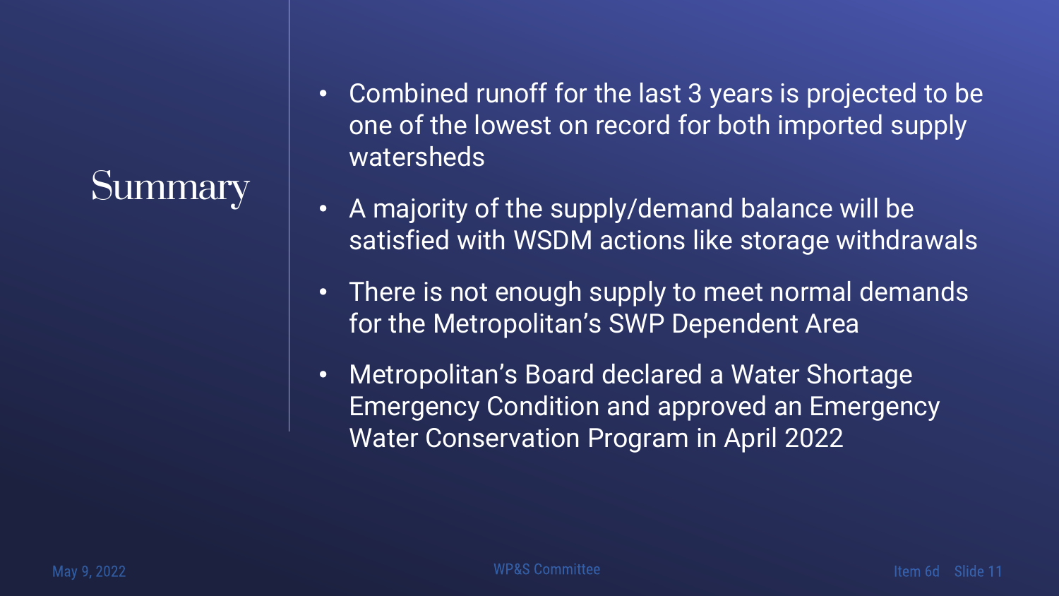# Summary

- Combined runoff for the last 3 years is projected to be one of the lowest on record for both imported supply watersheds
- A majority of the supply/demand balance will be satisfied with WSDM actions like storage withdrawals
- There is not enough supply to meet normal demands for the Metropolitan's SWP Dependent Area
- Metropolitan's Board declared a Water Shortage Emergency Condition and approved an Emergency Water Conservation Program in April 2022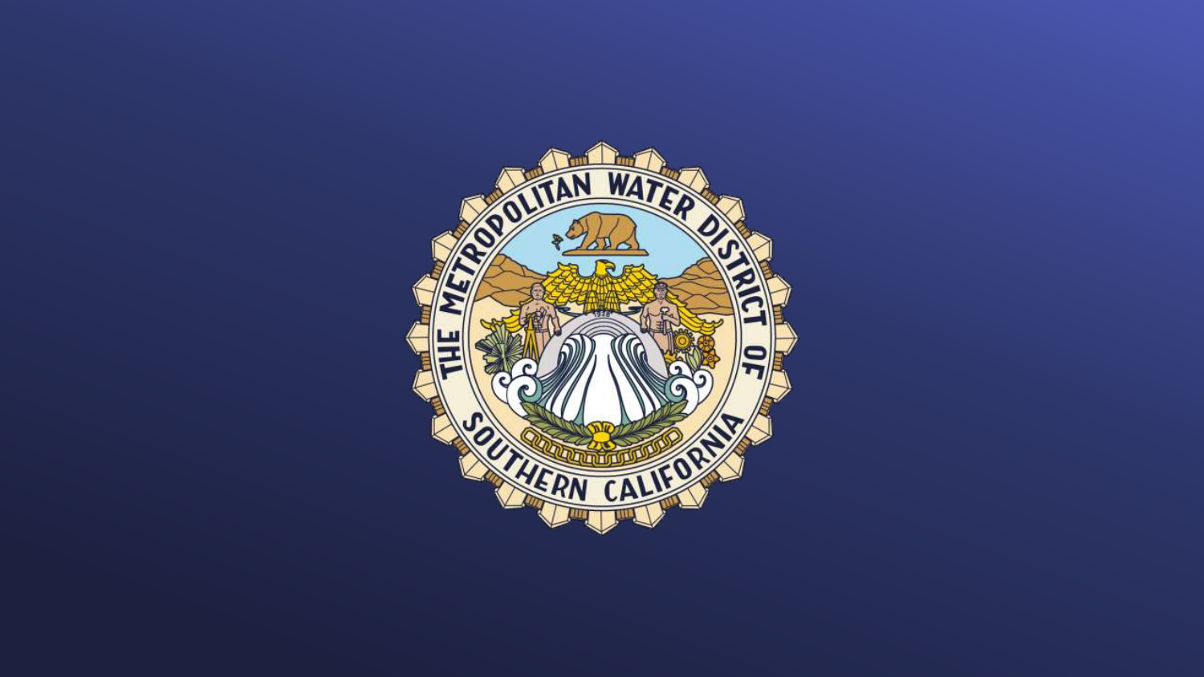THE METROPOLITAN WATER DISTRICT OF SOUTHERN CALIFORNIA